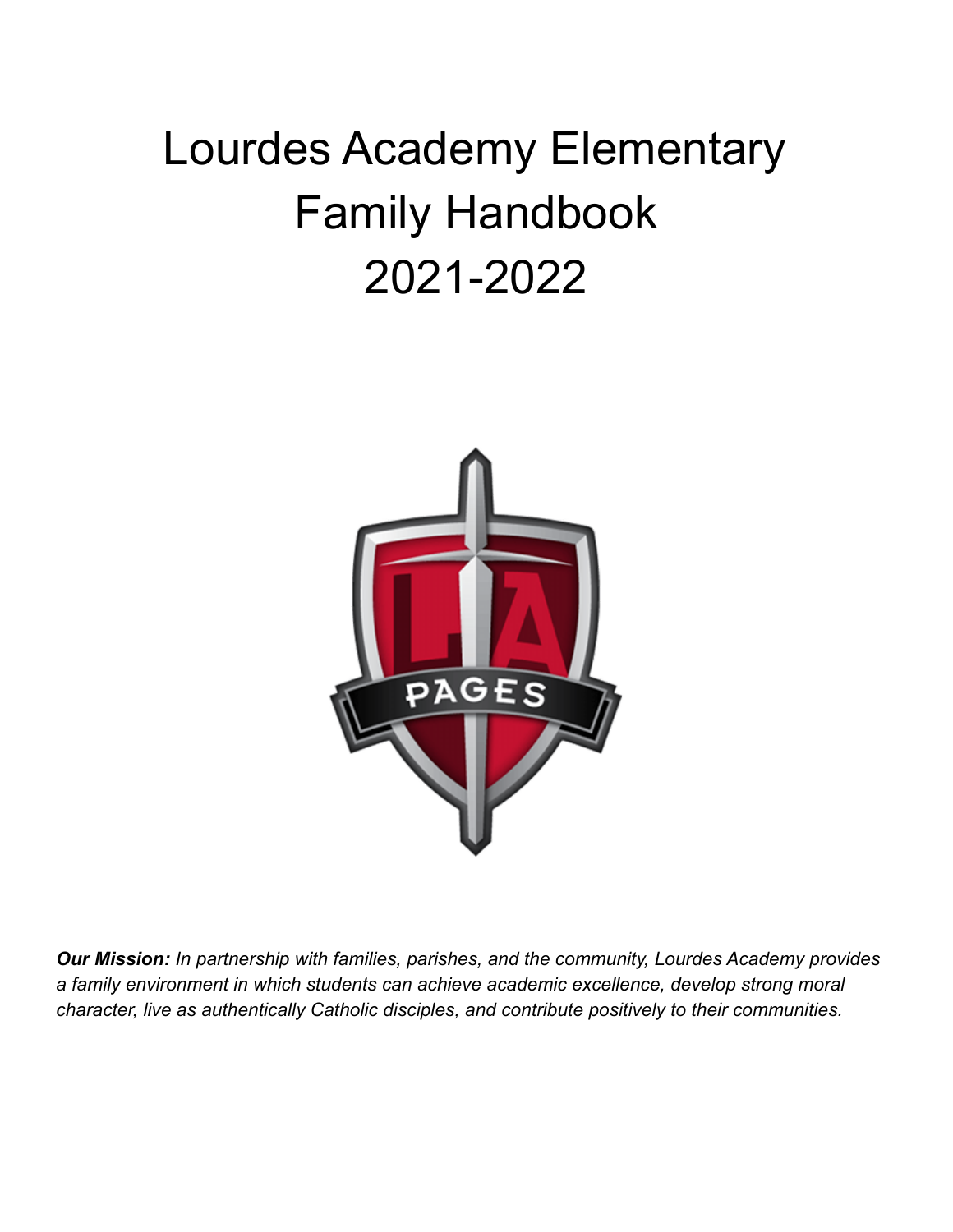# Lourdes Academy Elementary Family Handbook 2021-2022

***Our Mission:** In partnership with families, parishes, and the community, Lourdes Academy provides a family environment in which students can achieve academic excellence, develop strong moral character, live as authentically Catholic disciples, and contribute positively to their communities.*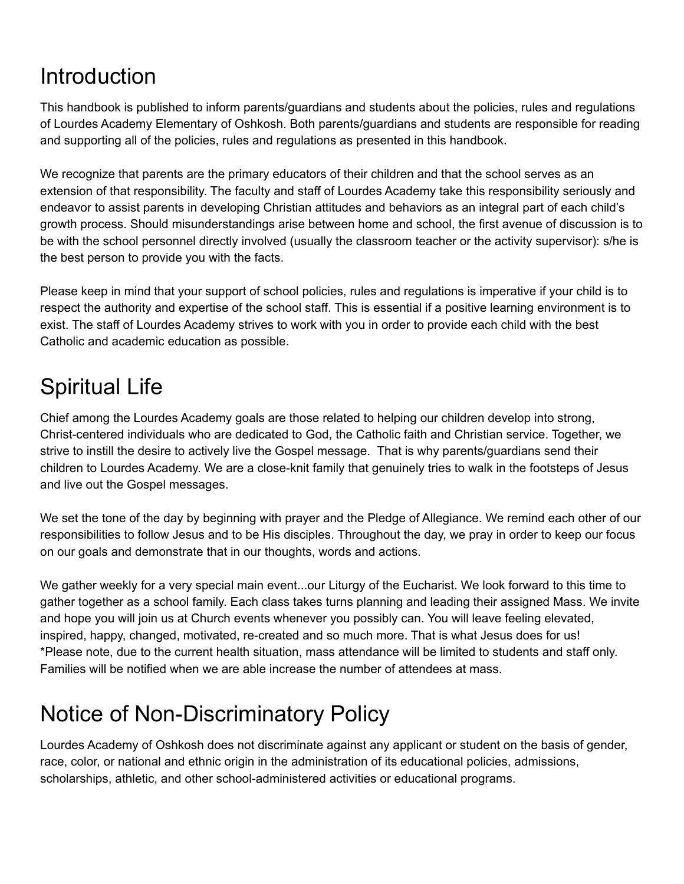# Introduction

This handbook is published to inform parents/guardians and students about the policies, rules and regulations of Lourdes Academy Elementary of Oshkosh. Both parents/guardians and students are responsible for reading and supporting all of the policies, rules and regulations as presented in this handbook.

We recognize that parents are the primary educators of their children and that the school serves as an extension of that responsibility. The faculty and staff of Lourdes Academy take this responsibility seriously and endeavor to assist parents in developing Christian attitudes and behaviors as an integral part of each child's growth process. Should misunderstandings arise between home and school, the first avenue of discussion is to be with the school personnel directly involved (usually the classroom teacher or the activity supervisor): s/he is the best person to provide you with the facts.

Please keep in mind that your support of school policies, rules and regulations is imperative if your child is to respect the authority and expertise of the school staff. This is essential if a positive learning environment is to exist. The staff of Lourdes Academy strives to work with you in order to provide each child with the best Catholic and academic education as possible.

# Spiritual Life

Chief among the Lourdes Academy goals are those related to helping our children develop into strong, Christ-centered individuals who are dedicated to God, the Catholic faith and Christian service. Together, we strive to instill the desire to actively live the Gospel message. That is why parents/guardians send their children to Lourdes Academy. We are a close-knit family that genuinely tries to walk in the footsteps of Jesus and live out the Gospel messages.

We set the tone of the day by beginning with prayer and the Pledge of Allegiance. We remind each other of our responsibilities to follow Jesus and to be His disciples. Throughout the day, we pray in order to keep our focus on our goals and demonstrate that in our thoughts, words and actions.

We gather weekly for a very special main event...our Liturgy of the Eucharist. We look forward to this time to gather together as a school family. Each class takes turns planning and leading their assigned Mass. We invite and hope you will join us at Church events whenever you possibly can. You will leave feeling elevated, inspired, happy, changed, motivated, re-created and so much more. That is what Jesus does for us!
*Please note, due to the current health situation, mass attendance will be limited to students and staff only. Families will be notified when we are able increase the number of attendees at mass.

# Notice of Non-Discriminatory Policy

Lourdes Academy of Oshkosh does not discriminate against any applicant or student on the basis of gender, race, color, or national and ethnic origin in the administration of its educational policies, admissions, scholarships, athletic, and other school-administered activities or educational programs.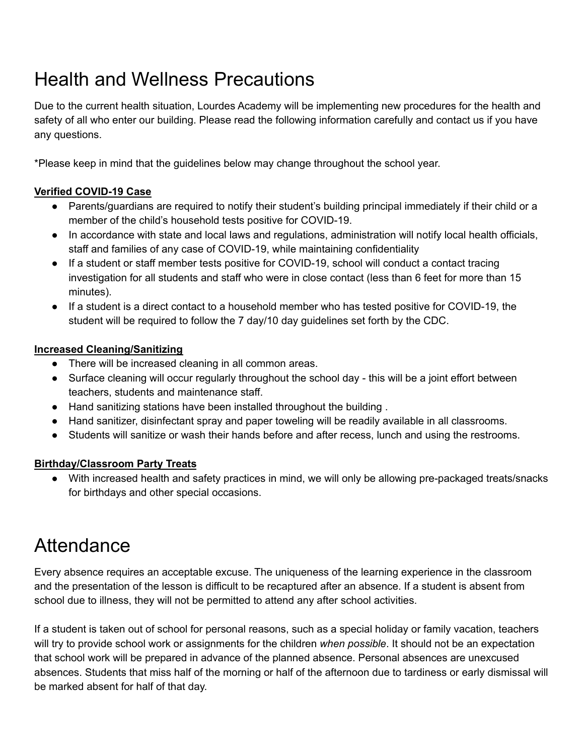# Health and Wellness Precautions

Due to the current health situation, Lourdes Academy will be implementing new procedures for the health and safety of all who enter our building. Please read the following information carefully and contact us if you have any questions.

*Please keep in mind that the guidelines below may change throughout the school year.

**Verified COVID-19 Case**

- Parents/guardians are required to notify their student's building principal immediately if their child or a member of the child's household tests positive for COVID-19.
- In accordance with state and local laws and regulations, administration will notify local health officials, staff and families of any case of COVID-19, while maintaining confidentiality
- If a student or staff member tests positive for COVID-19, school will conduct a contact tracing investigation for all students and staff who were in close contact (less than 6 feet for more than 15 minutes).
- If a student is a direct contact to a household member who has tested positive for COVID-19, the student will be required to follow the 7 day/10 day guidelines set forth by the CDC.

**Increased Cleaning/Sanitizing**

- There will be increased cleaning in all common areas.
- Surface cleaning will occur regularly throughout the school day - this will be a joint effort between teachers, students and maintenance staff.
- Hand sanitizing stations have been installed throughout the building .
- Hand sanitizer, disinfectant spray and paper toweling will be readily available in all classrooms.
- Students will sanitize or wash their hands before and after recess, lunch and using the restrooms.

**Birthday/Classroom Party Treats**

- With increased health and safety practices in mind, we will only be allowing pre-packaged treats/snacks for birthdays and other special occasions.

# Attendance

Every absence requires an acceptable excuse. The uniqueness of the learning experience in the classroom and the presentation of the lesson is difficult to be recaptured after an absence. If a student is absent from school due to illness, they will not be permitted to attend any after school activities.

If a student is taken out of school for personal reasons, such as a special holiday or family vacation, teachers will try to provide school work or assignments for the children *when possible*. It should not be an expectation that school work will be prepared in advance of the planned absence. Personal absences are unexcused absences. Students that miss half of the morning or half of the afternoon due to tardiness or early dismissal will be marked absent for half of that day.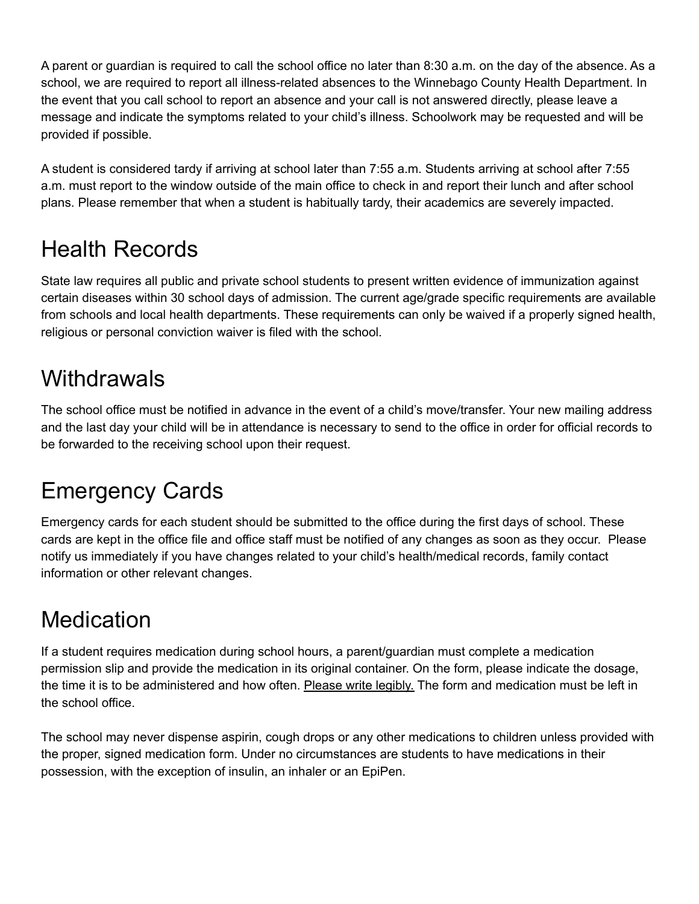A parent or guardian is required to call the school office no later than 8:30 a.m. on the day of the absence. As a school, we are required to report all illness-related absences to the Winnebago County Health Department. In the event that you call school to report an absence and your call is not answered directly, please leave a message and indicate the symptoms related to your child's illness. Schoolwork may be requested and will be provided if possible.

A student is considered tardy if arriving at school later than 7:55 a.m. Students arriving at school after 7:55 a.m. must report to the window outside of the main office to check in and report their lunch and after school plans. Please remember that when a student is habitually tardy, their academics are severely impacted.

# Health Records

State law requires all public and private school students to present written evidence of immunization against certain diseases within 30 school days of admission. The current age/grade specific requirements are available from schools and local health departments. These requirements can only be waived if a properly signed health, religious or personal conviction waiver is filed with the school.

# Withdrawals

The school office must be notified in advance in the event of a child's move/transfer. Your new mailing address and the last day your child will be in attendance is necessary to send to the office in order for official records to be forwarded to the receiving school upon their request.

# Emergency Cards

Emergency cards for each student should be submitted to the office during the first days of school. These cards are kept in the office file and office staff must be notified of any changes as soon as they occur. Please notify us immediately if you have changes related to your child's health/medical records, family contact information or other relevant changes.

# Medication

If a student requires medication during school hours, a parent/guardian must complete a medication permission slip and provide the medication in its original container. On the form, please indicate the dosage, the time it is to be administered and how often. <u>Please write legibly.</u> The form and medication must be left in the school office.

The school may never dispense aspirin, cough drops or any other medications to children unless provided with the proper, signed medication form. Under no circumstances are students to have medications in their possession, with the exception of insulin, an inhaler or an EpiPen.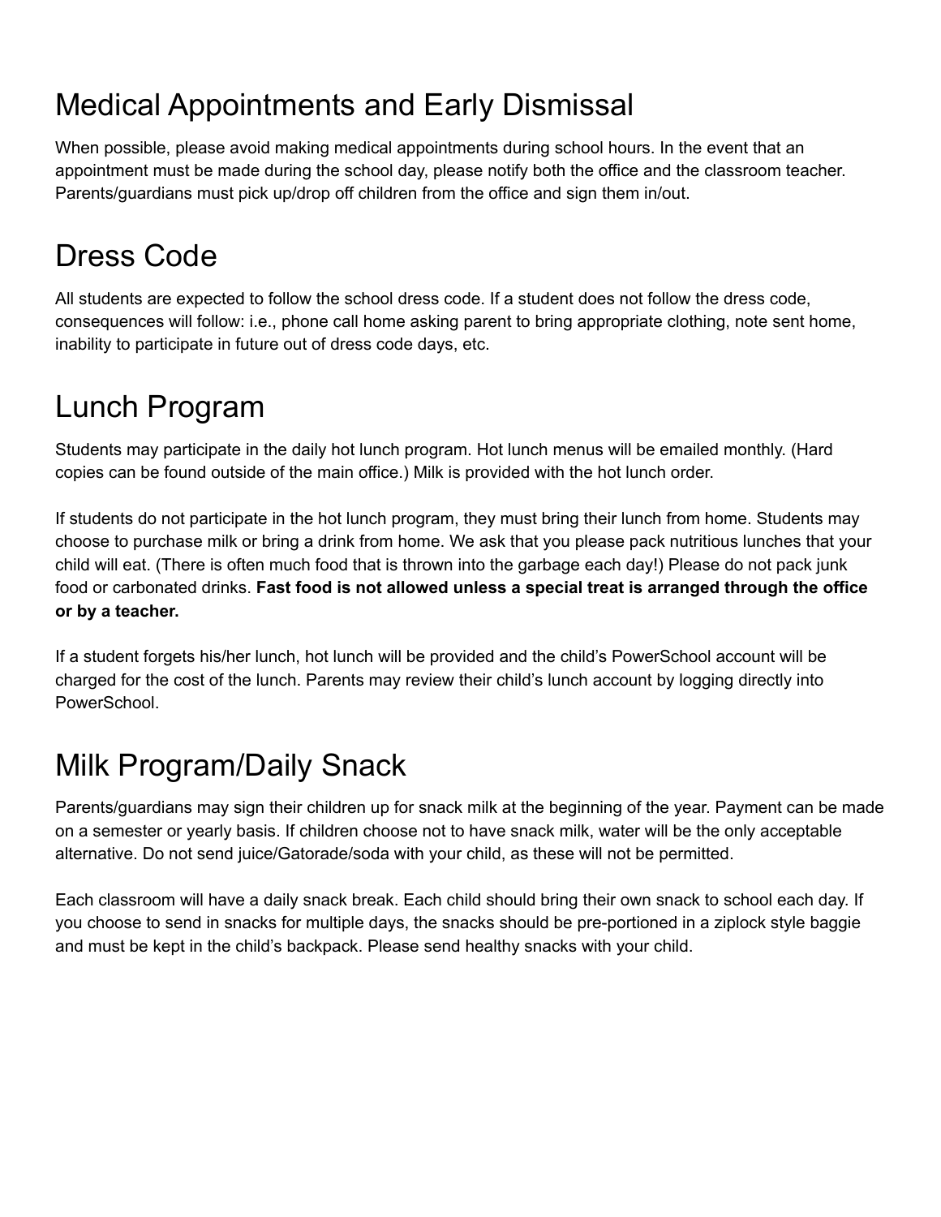# Medical Appointments and Early Dismissal

When possible, please avoid making medical appointments during school hours. In the event that an appointment must be made during the school day, please notify both the office and the classroom teacher. Parents/guardians must pick up/drop off children from the office and sign them in/out.

# Dress Code

All students are expected to follow the school dress code. If a student does not follow the dress code, consequences will follow: i.e., phone call home asking parent to bring appropriate clothing, note sent home, inability to participate in future out of dress code days, etc.

# Lunch Program

Students may participate in the daily hot lunch program. Hot lunch menus will be emailed monthly. (Hard copies can be found outside of the main office.) Milk is provided with the hot lunch order.

If students do not participate in the hot lunch program, they must bring their lunch from home. Students may choose to purchase milk or bring a drink from home. We ask that you please pack nutritious lunches that your child will eat. (There is often much food that is thrown into the garbage each day!) Please do not pack junk food or carbonated drinks. **Fast food is not allowed unless a special treat is arranged through the office or by a teacher.**

If a student forgets his/her lunch, hot lunch will be provided and the child's PowerSchool account will be charged for the cost of the lunch. Parents may review their child's lunch account by logging directly into PowerSchool.

# Milk Program/Daily Snack

Parents/guardians may sign their children up for snack milk at the beginning of the year. Payment can be made on a semester or yearly basis. If children choose not to have snack milk, water will be the only acceptable alternative. Do not send juice/Gatorade/soda with your child, as these will not be permitted.

Each classroom will have a daily snack break. Each child should bring their own snack to school each day. If you choose to send in snacks for multiple days, the snacks should be pre-portioned in a ziplock style baggie and must be kept in the child's backpack. Please send healthy snacks with your child.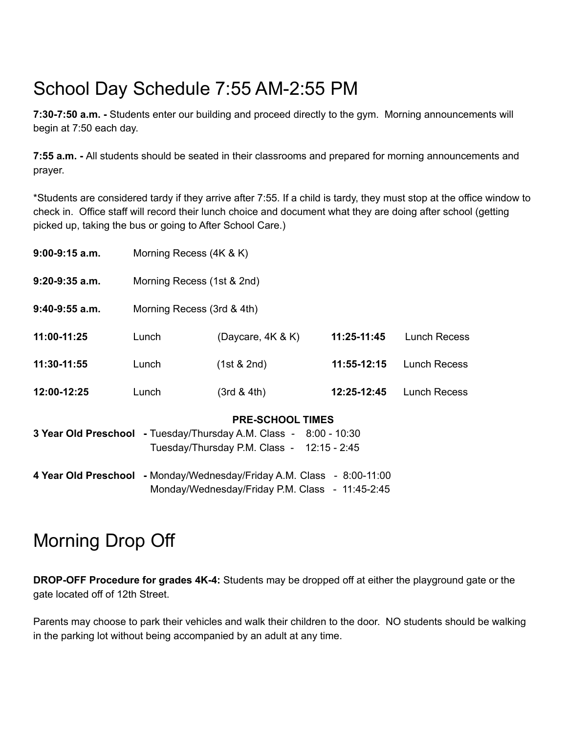# School Day Schedule 7:55 AM-2:55 PM

**7:30-7:50 a.m. -** Students enter our building and proceed directly to the gym. Morning announcements will begin at 7:50 each day.

**7:55 a.m. -** All students should be seated in their classrooms and prepared for morning announcements and prayer.

*Students are considered tardy if they arrive after 7:55. If a child is tardy, they must stop at the office window to check in. Office staff will record their lunch choice and document what they are doing after school (getting picked up, taking the bus or going to After School Care.)

| | | | | |
|---|---|---|---|---|
| **9:00-9:15 a.m.** | Morning Recess (4K & K) | | | |
| **9:20-9:35 a.m.** | Morning Recess (1st & 2nd) | | | |
| **9:40-9:55 a.m.** | Morning Recess (3rd & 4th) | | | |
| **11:00-11:25** | Lunch | (Daycare, 4K & K) | **11:25-11:45** | Lunch Recess |
| **11:30-11:55** | Lunch | (1st & 2nd) | **11:55-12:15** | Lunch Recess |
| **12:00-12:25** | Lunch | (3rd & 4th) | **12:25-12:45** | Lunch Recess |

**PRE-SCHOOL TIMES**

**3 Year Old Preschool -** Tuesday/Thursday A.M. Class - 8:00 - 10:30
Tuesday/Thursday P.M. Class - 12:15 - 2:45

**4 Year Old Preschool -** Monday/Wednesday/Friday A.M. Class - 8:00-11:00
Monday/Wednesday/Friday P.M. Class - 11:45-2:45

# Morning Drop Off

**DROP-OFF Procedure for grades 4K-4:** Students may be dropped off at either the playground gate or the gate located off of 12th Street.

Parents may choose to park their vehicles and walk their children to the door. NO students should be walking in the parking lot without being accompanied by an adult at any time.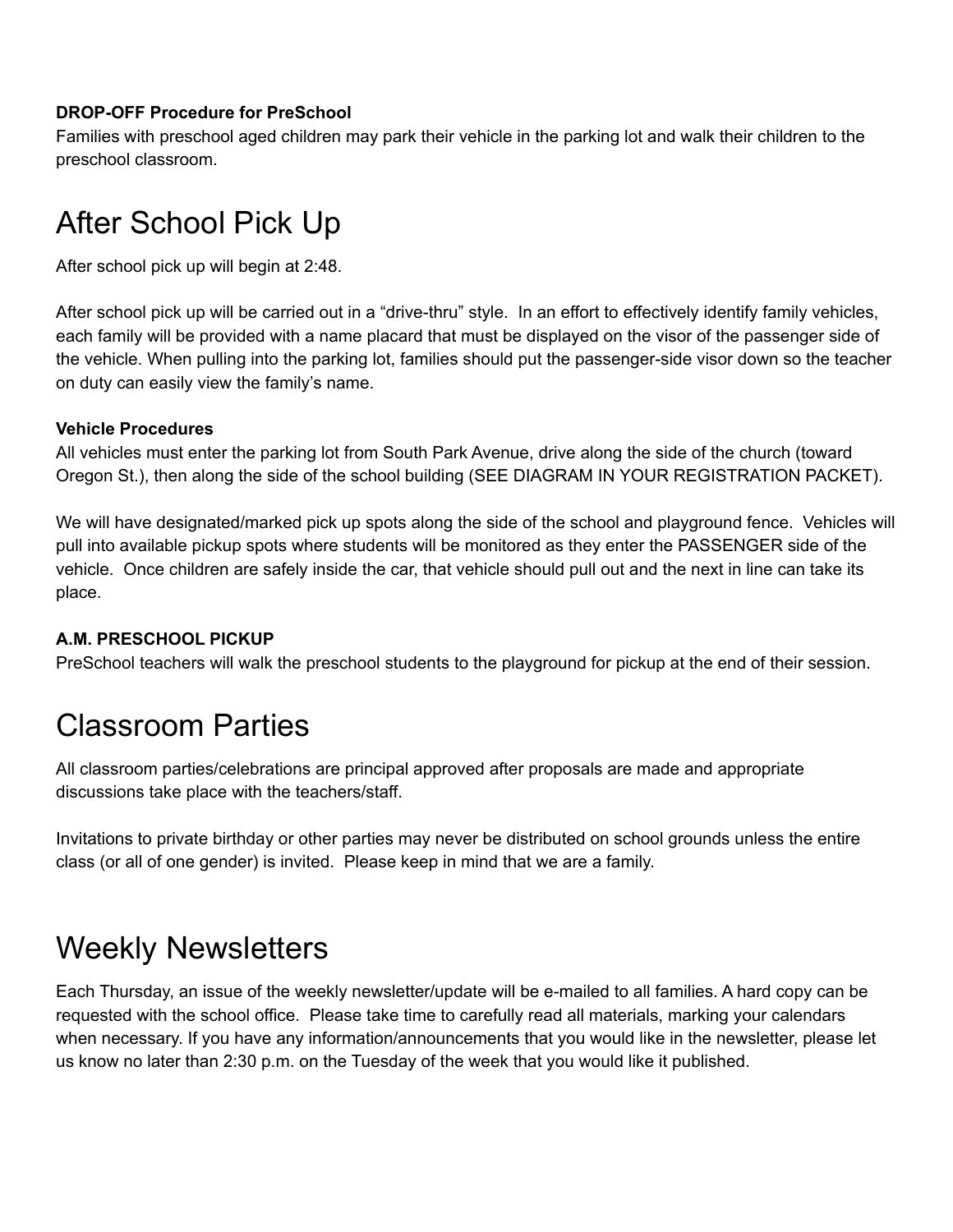**DROP-OFF Procedure for PreSchool**

Families with preschool aged children may park their vehicle in the parking lot and walk their children to the preschool classroom.

# After School Pick Up

After school pick up will begin at 2:48.

After school pick up will be carried out in a “drive-thru” style. In an effort to effectively identify family vehicles, each family will be provided with a name placard that must be displayed on the visor of the passenger side of the vehicle. When pulling into the parking lot, families should put the passenger-side visor down so the teacher on duty can easily view the family’s name.

**Vehicle Procedures**

All vehicles must enter the parking lot from South Park Avenue, drive along the side of the church (toward Oregon St.), then along the side of the school building (SEE DIAGRAM IN YOUR REGISTRATION PACKET).

We will have designated/marked pick up spots along the side of the school and playground fence. Vehicles will pull into available pickup spots where students will be monitored as they enter the PASSENGER side of the vehicle. Once children are safely inside the car, that vehicle should pull out and the next in line can take its place.

**A.M. PRESCHOOL PICKUP**

PreSchool teachers will walk the preschool students to the playground for pickup at the end of their session.

# Classroom Parties

All classroom parties/celebrations are principal approved after proposals are made and appropriate discussions take place with the teachers/staff.

Invitations to private birthday or other parties may never be distributed on school grounds unless the entire class (or all of one gender) is invited. Please keep in mind that we are a family.

# Weekly Newsletters

Each Thursday, an issue of the weekly newsletter/update will be e-mailed to all families. A hard copy can be requested with the school office. Please take time to carefully read all materials, marking your calendars when necessary. If you have any information/announcements that you would like in the newsletter, please let us know no later than 2:30 p.m. on the Tuesday of the week that you would like it published.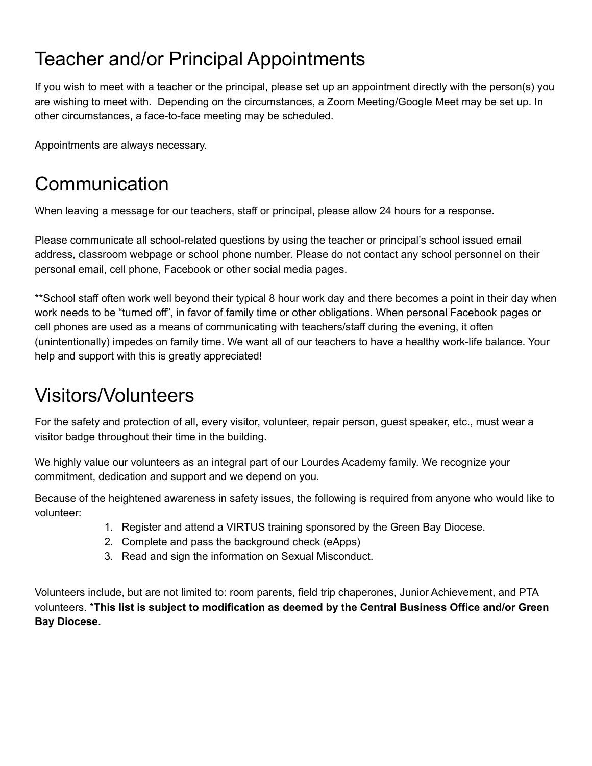# Teacher and/or Principal Appointments

If you wish to meet with a teacher or the principal, please set up an appointment directly with the person(s) you are wishing to meet with. Depending on the circumstances, a Zoom Meeting/Google Meet may be set up. In other circumstances, a face-to-face meeting may be scheduled.

Appointments are always necessary.

# Communication

When leaving a message for our teachers, staff or principal, please allow 24 hours for a response.

Please communicate all school-related questions by using the teacher or principal's school issued email address, classroom webpage or school phone number. Please do not contact any school personnel on their personal email, cell phone, Facebook or other social media pages.

**School staff often work well beyond their typical 8 hour work day and there becomes a point in their day when work needs to be "turned off", in favor of family time or other obligations. When personal Facebook pages or cell phones are used as a means of communicating with teachers/staff during the evening, it often (unintentionally) impedes on family time. We want all of our teachers to have a healthy work-life balance. Your help and support with this is greatly appreciated!

# Visitors/Volunteers

For the safety and protection of all, every visitor, volunteer, repair person, guest speaker, etc., must wear a visitor badge throughout their time in the building.

We highly value our volunteers as an integral part of our Lourdes Academy family. We recognize your commitment, dedication and support and we depend on you.

Because of the heightened awareness in safety issues, the following is required from anyone who would like to volunteer:

1. Register and attend a VIRTUS training sponsored by the Green Bay Diocese.
2. Complete and pass the background check (eApps)
3. Read and sign the information on Sexual Misconduct.

Volunteers include, but are not limited to: room parents, field trip chaperones, Junior Achievement, and PTA volunteers. ***This list is subject to modification as deemed by the Central Business Office and/or Green Bay Diocese.**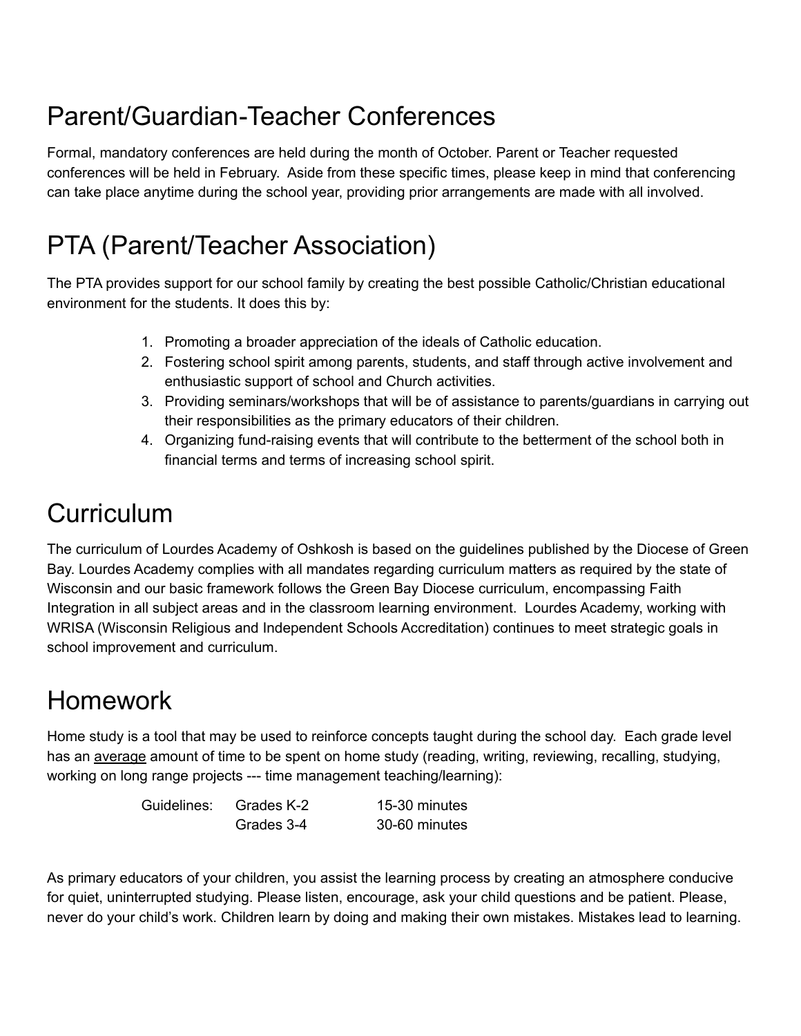# Parent/Guardian-Teacher Conferences

Formal, mandatory conferences are held during the month of October. Parent or Teacher requested conferences will be held in February. Aside from these specific times, please keep in mind that conferencing can take place anytime during the school year, providing prior arrangements are made with all involved.

# PTA (Parent/Teacher Association)

The PTA provides support for our school family by creating the best possible Catholic/Christian educational environment for the students. It does this by:

1. Promoting a broader appreciation of the ideals of Catholic education.
2. Fostering school spirit among parents, students, and staff through active involvement and enthusiastic support of school and Church activities.
3. Providing seminars/workshops that will be of assistance to parents/guardians in carrying out their responsibilities as the primary educators of their children.
4. Organizing fund-raising events that will contribute to the betterment of the school both in financial terms and terms of increasing school spirit.

# Curriculum

The curriculum of Lourdes Academy of Oshkosh is based on the guidelines published by the Diocese of Green Bay. Lourdes Academy complies with all mandates regarding curriculum matters as required by the state of Wisconsin and our basic framework follows the Green Bay Diocese curriculum, encompassing Faith Integration in all subject areas and in the classroom learning environment. Lourdes Academy, working with WRISA (Wisconsin Religious and Independent Schools Accreditation) continues to meet strategic goals in school improvement and curriculum.

# Homework

Home study is a tool that may be used to reinforce concepts taught during the school day. Each grade level has an <u>average</u> amount of time to be spent on home study (reading, writing, reviewing, recalling, studying, working on long range projects --- time management teaching/learning):

| Guidelines: | Grades K-2 | 15-30 minutes |
|---|---|---|
| | Grades 3-4 | 30-60 minutes |

As primary educators of your children, you assist the learning process by creating an atmosphere conducive for quiet, uninterrupted studying. Please listen, encourage, ask your child questions and be patient. Please, never do your child's work. Children learn by doing and making their own mistakes. Mistakes lead to learning.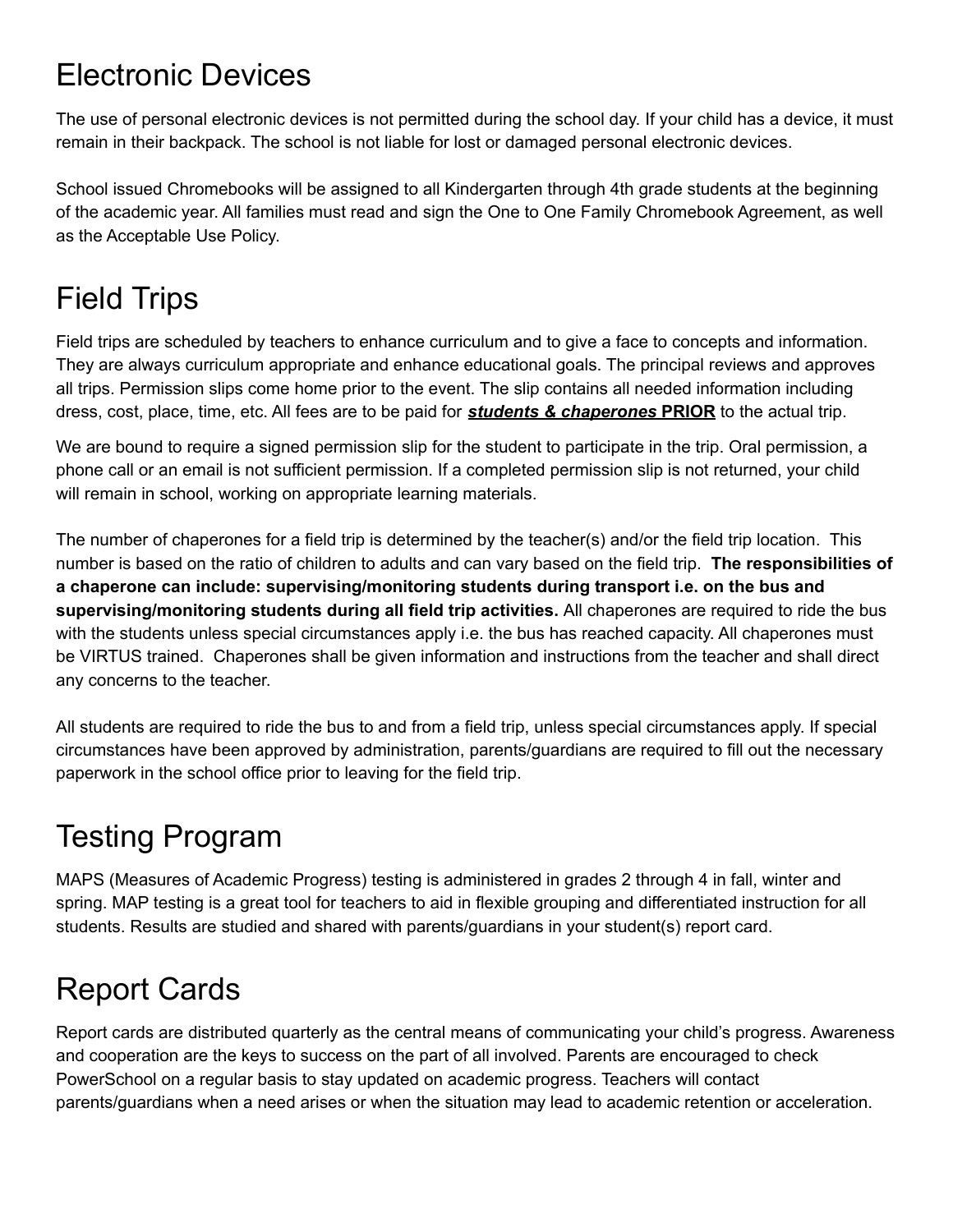# Electronic Devices

The use of personal electronic devices is not permitted during the school day. If your child has a device, it must remain in their backpack. The school is not liable for lost or damaged personal electronic devices.

School issued Chromebooks will be assigned to all Kindergarten through 4th grade students at the beginning of the academic year. All families must read and sign the One to One Family Chromebook Agreement, as well as the Acceptable Use Policy.

# Field Trips

Field trips are scheduled by teachers to enhance curriculum and to give a face to concepts and information. They are always curriculum appropriate and enhance educational goals. The principal reviews and approves all trips. Permission slips come home prior to the event. The slip contains all needed information including dress, cost, place, time, etc. All fees are to be paid for ***students & chaperones*** **PRIOR** to the actual trip.

We are bound to require a signed permission slip for the student to participate in the trip. Oral permission, a phone call or an email is not sufficient permission. If a completed permission slip is not returned, your child will remain in school, working on appropriate learning materials.

The number of chaperones for a field trip is determined by the teacher(s) and/or the field trip location. This number is based on the ratio of children to adults and can vary based on the field trip. **The responsibilities of a chaperone can include: supervising/monitoring students during transport i.e. on the bus and supervising/monitoring students during all field trip activities.** All chaperones are required to ride the bus with the students unless special circumstances apply i.e. the bus has reached capacity. All chaperones must be VIRTUS trained. Chaperones shall be given information and instructions from the teacher and shall direct any concerns to the teacher.

All students are required to ride the bus to and from a field trip, unless special circumstances apply. If special circumstances have been approved by administration, parents/guardians are required to fill out the necessary paperwork in the school office prior to leaving for the field trip.

# Testing Program

MAPS (Measures of Academic Progress) testing is administered in grades 2 through 4 in fall, winter and spring. MAP testing is a great tool for teachers to aid in flexible grouping and differentiated instruction for all students. Results are studied and shared with parents/guardians in your student(s) report card.

# Report Cards

Report cards are distributed quarterly as the central means of communicating your child's progress. Awareness and cooperation are the keys to success on the part of all involved. Parents are encouraged to check PowerSchool on a regular basis to stay updated on academic progress. Teachers will contact parents/guardians when a need arises or when the situation may lead to academic retention or acceleration.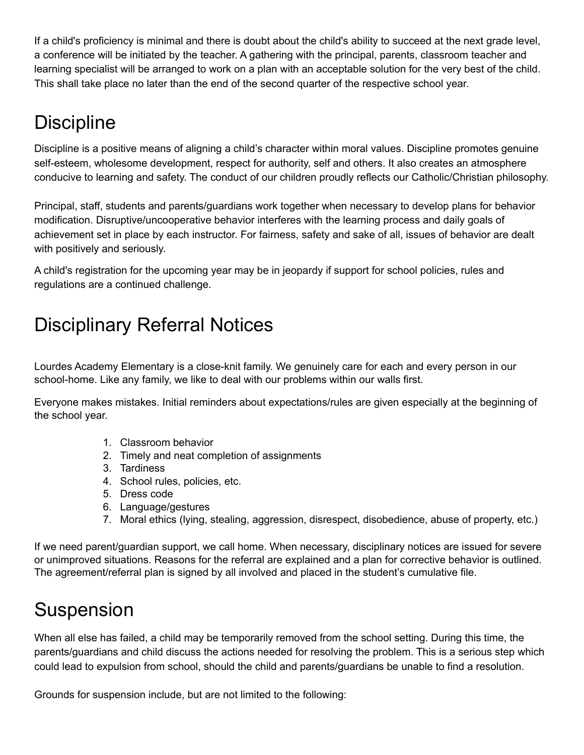If a child's proficiency is minimal and there is doubt about the child's ability to succeed at the next grade level, a conference will be initiated by the teacher. A gathering with the principal, parents, classroom teacher and learning specialist will be arranged to work on a plan with an acceptable solution for the very best of the child. This shall take place no later than the end of the second quarter of the respective school year.

# Discipline

Discipline is a positive means of aligning a child's character within moral values. Discipline promotes genuine self-esteem, wholesome development, respect for authority, self and others. It also creates an atmosphere conducive to learning and safety. The conduct of our children proudly reflects our Catholic/Christian philosophy.

Principal, staff, students and parents/guardians work together when necessary to develop plans for behavior modification. Disruptive/uncooperative behavior interferes with the learning process and daily goals of achievement set in place by each instructor. For fairness, safety and sake of all, issues of behavior are dealt with positively and seriously.

A child's registration for the upcoming year may be in jeopardy if support for school policies, rules and regulations are a continued challenge.

# Disciplinary Referral Notices

Lourdes Academy Elementary is a close-knit family. We genuinely care for each and every person in our school-home. Like any family, we like to deal with our problems within our walls first.

Everyone makes mistakes. Initial reminders about expectations/rules are given especially at the beginning of the school year.

1. Classroom behavior
2. Timely and neat completion of assignments
3. Tardiness
4. School rules, policies, etc.
5. Dress code
6. Language/gestures
7. Moral ethics (lying, stealing, aggression, disrespect, disobedience, abuse of property, etc.)

If we need parent/guardian support, we call home. When necessary, disciplinary notices are issued for severe or unimproved situations. Reasons for the referral are explained and a plan for corrective behavior is outlined. The agreement/referral plan is signed by all involved and placed in the student's cumulative file.

# Suspension

When all else has failed, a child may be temporarily removed from the school setting. During this time, the parents/guardians and child discuss the actions needed for resolving the problem. This is a serious step which could lead to expulsion from school, should the child and parents/guardians be unable to find a resolution.

Grounds for suspension include, but are not limited to the following: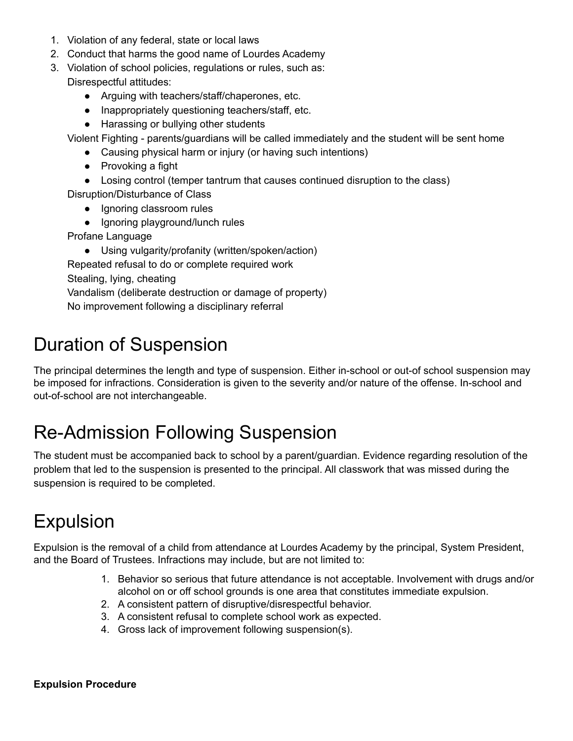1. Violation of any federal, state or local laws
2. Conduct that harms the good name of Lourdes Academy
3. Violation of school policies, regulations or rules, such as:

   Disrespectful attitudes:
   - Arguing with teachers/staff/chaperones, etc.
   - Inappropriately questioning teachers/staff, etc.
   - Harassing or bullying other students

   Violent Fighting - parents/guardians will be called immediately and the student will be sent home
   - Causing physical harm or injury (or having such intentions)
   - Provoking a fight
   - Losing control (temper tantrum that causes continued disruption to the class)

   Disruption/Disturbance of Class
   - Ignoring classroom rules
   - Ignoring playground/lunch rules

   Profane Language
   - Using vulgarity/profanity (written/spoken/action)

   Repeated refusal to do or complete required work

   Stealing, lying, cheating

   Vandalism (deliberate destruction or damage of property)

   No improvement following a disciplinary referral

# Duration of Suspension

The principal determines the length and type of suspension. Either in-school or out-of school suspension may be imposed for infractions. Consideration is given to the severity and/or nature of the offense. In-school and out-of-school are not interchangeable.

# Re-Admission Following Suspension

The student must be accompanied back to school by a parent/guardian. Evidence regarding resolution of the problem that led to the suspension is presented to the principal. All classwork that was missed during the suspension is required to be completed.

# Expulsion

Expulsion is the removal of a child from attendance at Lourdes Academy by the principal, System President, and the Board of Trustees. Infractions may include, but are not limited to:

1. Behavior so serious that future attendance is not acceptable. Involvement with drugs and/or alcohol on or off school grounds is one area that constitutes immediate expulsion.
2. A consistent pattern of disruptive/disrespectful behavior.
3. A consistent refusal to complete school work as expected.
4. Gross lack of improvement following suspension(s).

**Expulsion Procedure**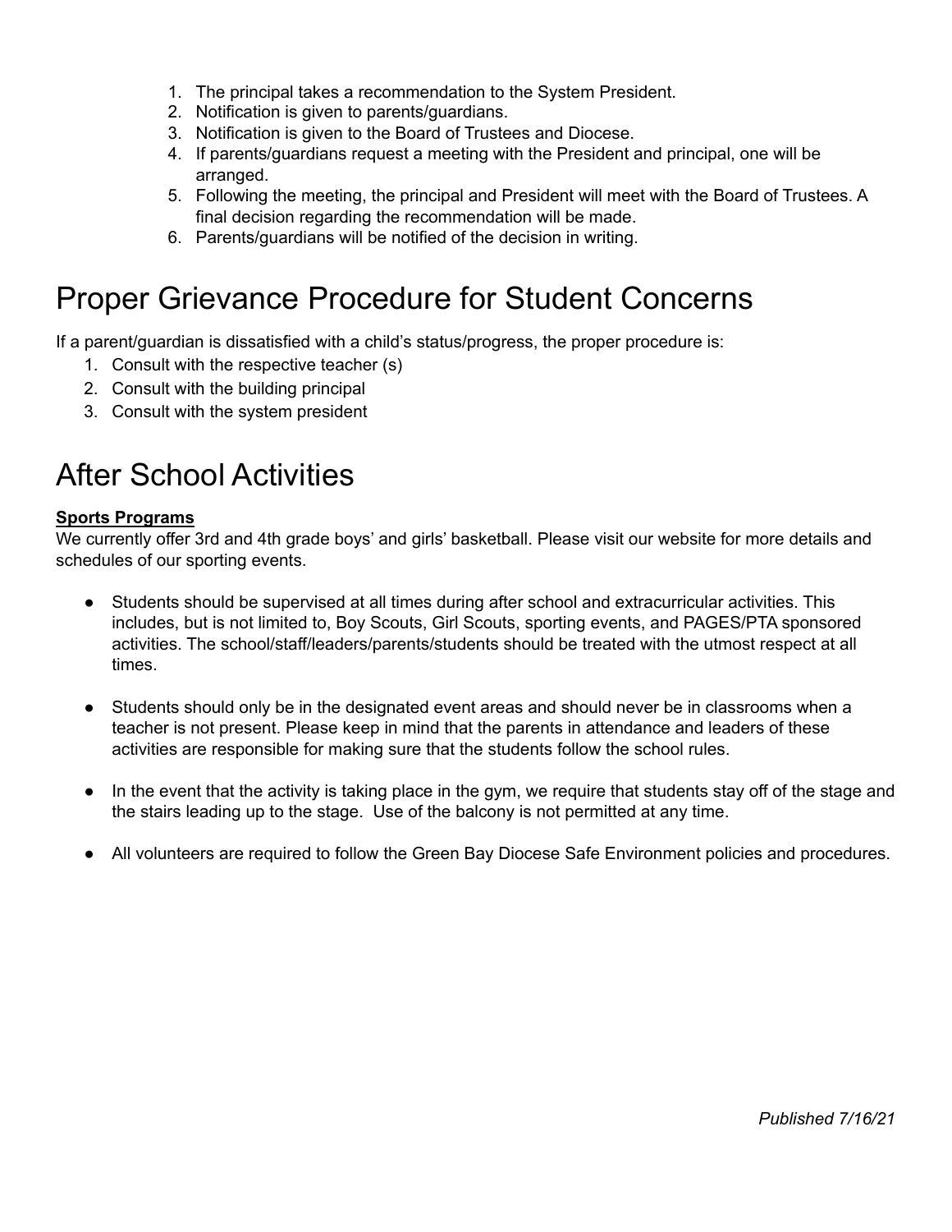1. The principal takes a recommendation to the System President.
2. Notification is given to parents/guardians.
3. Notification is given to the Board of Trustees and Diocese.
4. If parents/guardians request a meeting with the President and principal, one will be arranged.
5. Following the meeting, the principal and President will meet with the Board of Trustees. A final decision regarding the recommendation will be made.
6. Parents/guardians will be notified of the decision in writing.

# Proper Grievance Procedure for Student Concerns

If a parent/guardian is dissatisfied with a child's status/progress, the proper procedure is:

1. Consult with the respective teacher (s)
2. Consult with the building principal
3. Consult with the system president

# After School Activities

**Sports Programs**

We currently offer 3rd and 4th grade boys' and girls' basketball. Please visit our website for more details and schedules of our sporting events.

- Students should be supervised at all times during after school and extracurricular activities. This includes, but is not limited to, Boy Scouts, Girl Scouts, sporting events, and PAGES/PTA sponsored activities. The school/staff/leaders/parents/students should be treated with the utmost respect at all times.

- Students should only be in the designated event areas and should never be in classrooms when a teacher is not present. Please keep in mind that the parents in attendance and leaders of these activities are responsible for making sure that the students follow the school rules.

- In the event that the activity is taking place in the gym, we require that students stay off of the stage and the stairs leading up to the stage. Use of the balcony is not permitted at any time.

- All volunteers are required to follow the Green Bay Diocese Safe Environment policies and procedures.

*Published 7/16/21*